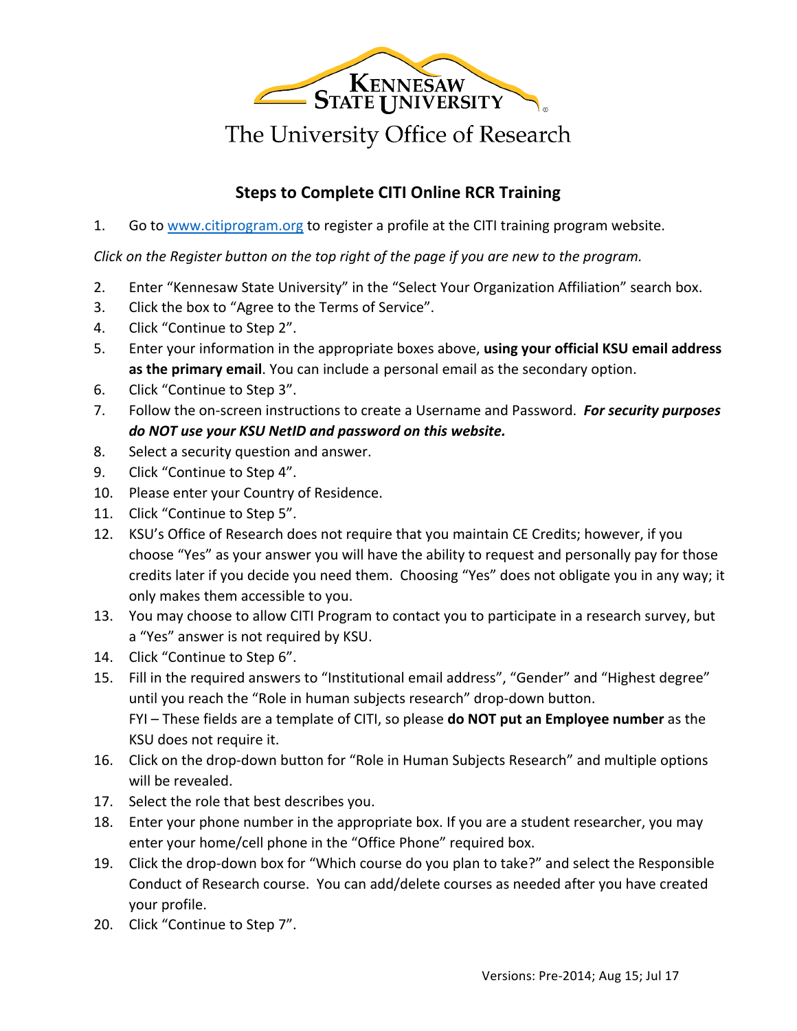# Kennesaw State University

## The University Office of Research

### Steps to Complete CITI Online RCR Training

1. Go to [www.citiprogram.org](http://www.citiprogram.org) to register a profile at the CITI training program website.

*Click on the Register button on the top right of the page if you are new to the program.*

2. Enter "Kennesaw State University" in the "Select Your Organization Affiliation" search box.
3. Click the box to "Agree to the Terms of Service".
4. Click "Continue to Step 2".
5. Enter your information in the appropriate boxes above, **using your official KSU email address as the primary email**. You can include a personal email as the secondary option.
6. Click "Continue to Step 3".
7. Follow the on-screen instructions to create a Username and Password. ***For security purposes do NOT use your KSU NetID and password on this website.***
8. Select a security question and answer.
9. Click "Continue to Step 4".
10. Please enter your Country of Residence.
11. Click "Continue to Step 5".
12. KSU's Office of Research does not require that you maintain CE Credits; however, if you choose "Yes" as your answer you will have the ability to request and personally pay for those credits later if you decide you need them. Choosing "Yes" does not obligate you in any way; it only makes them accessible to you.
13. You may choose to allow CITI Program to contact you to participate in a research survey, but a "Yes" answer is not required by KSU.
14. Click "Continue to Step 6".
15. Fill in the required answers to "Institutional email address", "Gender" and "Highest degree" until you reach the "Role in human subjects research" drop-down button.
    FYI – These fields are a template of CITI, so please **do NOT put an Employee number** as the KSU does not require it.
16. Click on the drop-down button for "Role in Human Subjects Research" and multiple options will be revealed.
17. Select the role that best describes you.
18. Enter your phone number in the appropriate box. If you are a student researcher, you may enter your home/cell phone in the "Office Phone" required box.
19. Click the drop-down box for "Which course do you plan to take?" and select the Responsible Conduct of Research course. You can add/delete courses as needed after you have created your profile.
20. Click "Continue to Step 7".

Versions: Pre-2014; Aug 15; Jul 17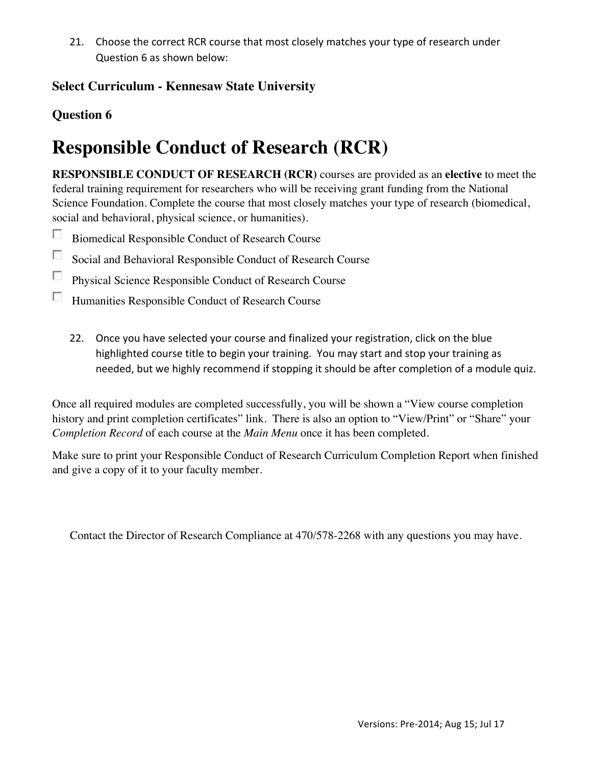21. Choose the correct RCR course that most closely matches your type of research under Question 6 as shown below:

**Select Curriculum - Kennesaw State University**

**Question 6**

# Responsible Conduct of Research (RCR)

**RESPONSIBLE CONDUCT OF RESEARCH (RCR)** courses are provided as an **elective** to meet the federal training requirement for researchers who will be receiving grant funding from the National Science Foundation. Complete the course that most closely matches your type of research (biomedical, social and behavioral, physical science, or humanities).

- ☐ Biomedical Responsible Conduct of Research Course
- ☐ Social and Behavioral Responsible Conduct of Research Course
- ☐ Physical Science Responsible Conduct of Research Course
- ☐ Humanities Responsible Conduct of Research Course

22. Once you have selected your course and finalized your registration, click on the blue highlighted course title to begin your training. You may start and stop your training as needed, but we highly recommend if stopping it should be after completion of a module quiz.

Once all required modules are completed successfully, you will be shown a "View course completion history and print completion certificates" link. There is also an option to "View/Print" or "Share" your *Completion Record* of each course at the *Main Menu* once it has been completed.

Make sure to print your Responsible Conduct of Research Curriculum Completion Report when finished and give a copy of it to your faculty member.

Contact the Director of Research Compliance at 470/578-2268 with any questions you may have.

Versions: Pre-2014; Aug 15; Jul 17